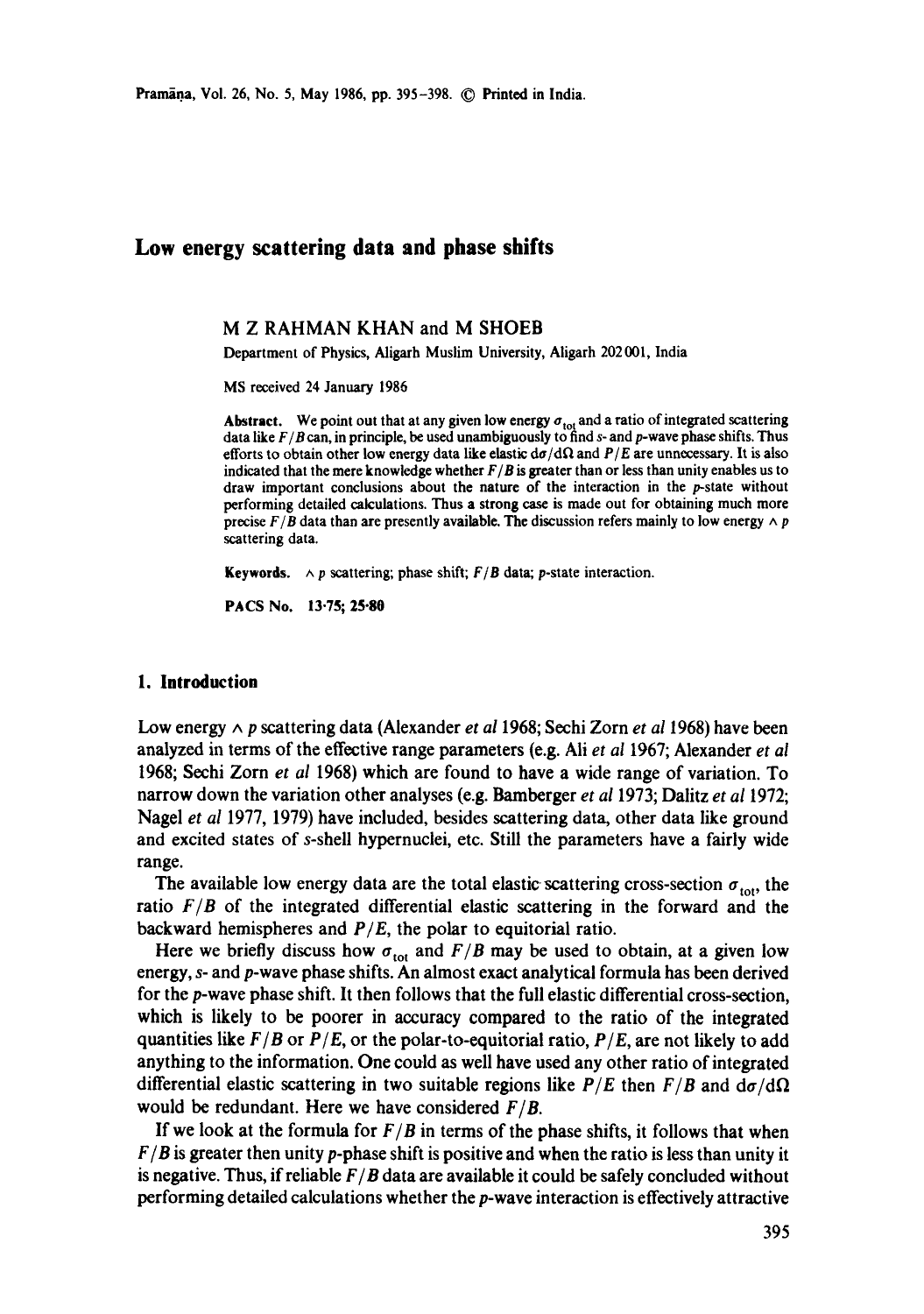# Low energy scattering data and phase shifts

M Z RAHMAN KHAN and M SHOEB

Department of Physics, Aligarh Muslim University, Aligarh 202 001, India

MS received 24 January 1986

**Abstract.** We point out that at any given low energy $\sigma_{tot}$ and a ratio of integrated scattering data like $F/B$ can, in principle, be used unambiguously to find $s$- and $p$-wave phase shifts. Thus efforts to obtain other low energy data like elastic $d\sigma/d\Omega$ and $P/E$ are unnecessary. It is also indicated that the mere knowledge whether $F/B$ is greater than or less than unity enables us to draw important conclusions about the nature of the interaction in the $p$-state without performing detailed calculations. Thus a strong case is made out for obtaining much more precise $F/B$ data than are presently available. The discussion refers mainly to low energy $\Lambda p$ scattering data.

**Keywords.** $\Lambda p$ scattering; phase shift; $F/B$ data; $p$-state interaction.

**PACS No.** 13·75; 25·80

## 1. Introduction

Low energy $\Lambda p$ scattering data (Alexander *et al* 1968; Sechi Zorn *et al* 1968) have been analyzed in terms of the effective range parameters (e.g. Ali *et al* 1967; Alexander *et al* 1968; Sechi Zorn *et al* 1968) which are found to have a wide range of variation. To narrow down the variation other analyses (e.g. Bamberger *et al* 1973; Dalitz *et al* 1972; Nagel *et al* 1977, 1979) have included, besides scattering data, other data like ground and excited states of $s$-shell hypernuclei, etc. Still the parameters have a fairly wide range.

The available low energy data are the total elastic scattering cross-section $\sigma_{tot}$, the ratio $F/B$ of the integrated differential elastic scattering in the forward and the backward hemispheres and $P/E$, the polar to equitorial ratio.

Here we briefly discuss how $\sigma_{tot}$ and $F/B$ may be used to obtain, at a given low energy, $s$- and $p$-wave phase shifts. An almost exact analytical formula has been derived for the $p$-wave phase shift. It then follows that the full elastic differential cross-section, which is likely to be poorer in accuracy compared to the ratio of the integrated quantities like $F/B$ or $P/E$, or the polar-to-equitorial ratio, $P/E$, are not likely to add anything to the information. One could as well have used any other ratio of integrated differential elastic scattering in two suitable regions like $P/E$ then $F/B$ and $d\sigma/d\Omega$ would be redundant. Here we have considered $F/B$.

If we look at the formula for $F/B$ in terms of the phase shifts, it follows that when $F/B$ is greater then unity $p$-phase shift is positive and when the ratio is less than unity it is negative. Thus, if reliable $F/B$ data are available it could be safely concluded without performing detailed calculations whether the $p$-wave interaction is effectively attractive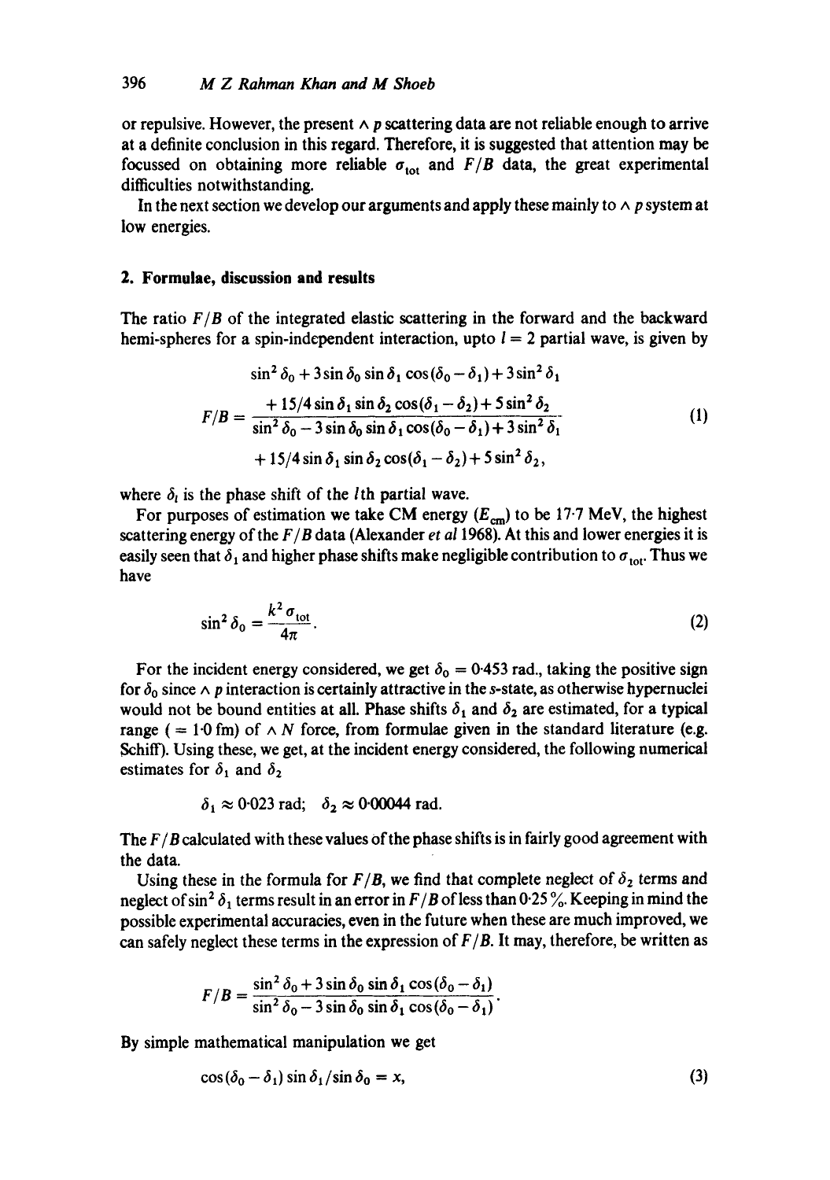or repulsive. However, the present $\Lambda p$ scattering data are not reliable enough to arrive at a definite conclusion in this regard. Therefore, it is suggested that attention may be focussed on obtaining more reliable $\sigma_{tot}$ and $F/B$ data, the great experimental difficulties notwithstanding.

In the next section we develop our arguments and apply these mainly to $\Lambda p$ system at low energies.

## 2. Formulae, discussion and results

The ratio $F/B$ of the integrated elastic scattering in the forward and the backward hemi-spheres for a spin-independent interaction, upto $l = 2$ partial wave, is given by

$$F/B = \frac{\sin^2\delta_0 + 3\sin\delta_0 \sin\delta_1 \cos(\delta_0 - \delta_1) + 3\sin^2\delta_1 + 15/4 \sin\delta_1 \sin\delta_2 \cos(\delta_1 - \delta_2) + 5\sin^2\delta_2}{\sin^2\delta_0 - 3\sin\delta_0 \sin\delta_1 \cos(\delta_0 - \delta_1) + 3\sin^2\delta_1 + 15/4 \sin\delta_1 \sin\delta_2 \cos(\delta_1 - \delta_2) + 5\sin^2\delta_2}, \tag{1}$$

where $\delta_l$ is the phase shift of the $l$th partial wave.

For purposes of estimation we take CM energy ($E_{cm}$) to be 17·7 MeV, the highest scattering energy of the $F/B$ data (Alexander *et al* 1968). At this and lower energies it is easily seen that $\delta_1$ and higher phase shifts make negligible contribution to $\sigma_{tot}$. Thus we have

$$\sin^2\delta_0 = \frac{k^2 \sigma_{tot}}{4\pi}. \tag{2}$$

For the incident energy considered, we get $\delta_0 = 0{\cdot}453$ rad., taking the positive sign for $\delta_0$ since $\Lambda p$ interaction is certainly attractive in the $s$-state, as otherwise hypernuclei would not be bound entities at all. Phase shifts $\delta_1$ and $\delta_2$ are estimated, for a typical range ( $= 1{\cdot}0$ fm) of $\Lambda N$ force, from formulae given in the standard literature (e.g. Schiff). Using these, we get, at the incident energy considered, the following numerical estimates for $\delta_1$ and $\delta_2$

$$\delta_1 \approx 0{\cdot}023 \text{ rad}; \quad \delta_2 \approx 0{\cdot}00044 \text{ rad}.$$

The $F/B$ calculated with these values of the phase shifts is in fairly good agreement with the data.

Using these in the formula for $F/B$, we find that complete neglect of $\delta_2$ terms and neglect of $\sin^2\delta_1$ terms result in an error in $F/B$ of less than 0·25 %. Keeping in mind the possible experimental accuracies, even in the future when these are much improved, we can safely neglect these terms in the expression of $F/B$. It may, therefore, be written as

$$F/B = \frac{\sin^2\delta_0 + 3\sin\delta_0 \sin\delta_1 \cos(\delta_0 - \delta_1)}{\sin^2\delta_0 - 3\sin\delta_0 \sin\delta_1 \cos(\delta_0 - \delta_1)}.$$

By simple mathematical manipulation we get

$$\cos(\delta_0 - \delta_1)\sin\delta_1/\sin\delta_0 = x, \tag{3}$$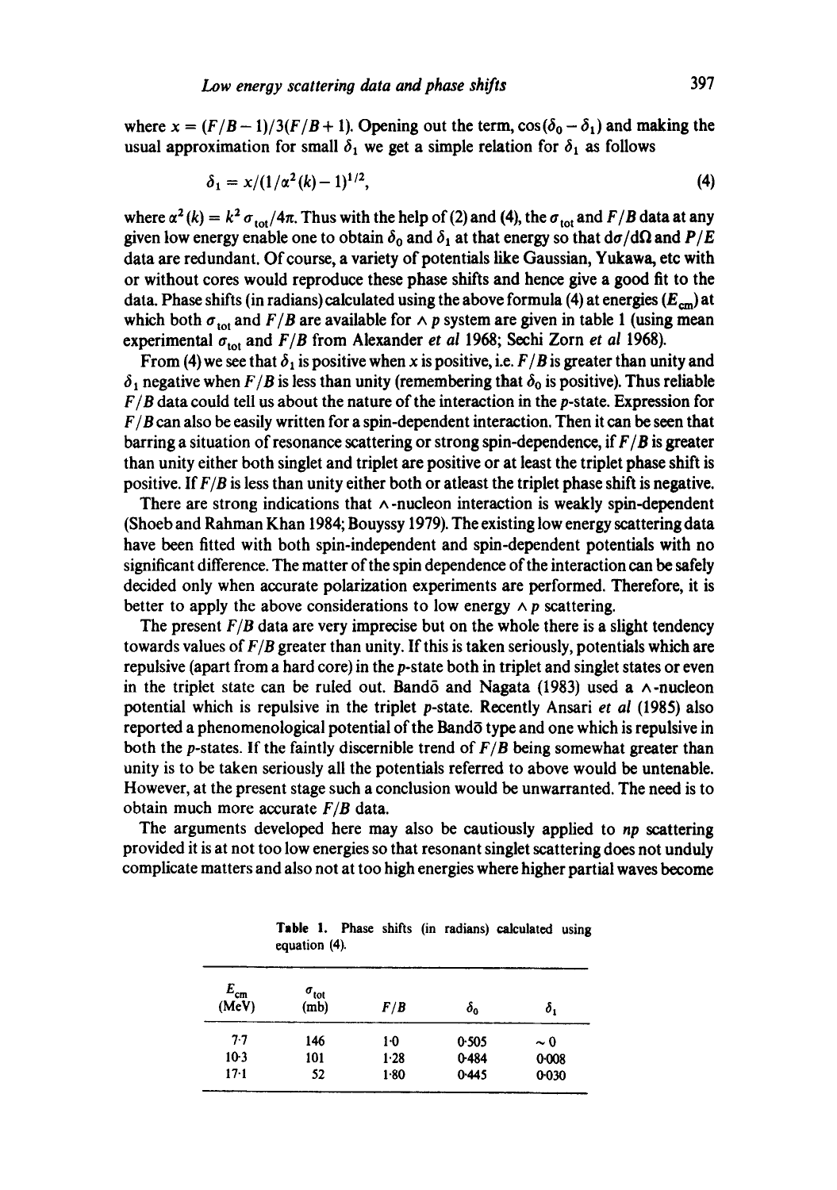where $x = (F/B - 1)/3(F/B + 1)$. Opening out the term, $\cos(\delta_0 - \delta_1)$ and making the usual approximation for small $\delta_1$ we get a simple relation for $\delta_1$ as follows

$$\delta_1 = x/(1/\alpha^2(k) - 1)^{1/2}, \tag{4}$$

where $\alpha^2(k) = k^2 \sigma_{tot}/4\pi$. Thus with the help of (2) and (4), the $\sigma_{tot}$ and $F/B$ data at any given low energy enable one to obtain $\delta_0$ and $\delta_1$ at that energy so that $d\sigma/d\Omega$ and $P/E$ data are redundant. Of course, a variety of potentials like Gaussian, Yukawa, etc with or without cores would reproduce these phase shifts and hence give a good fit to the data. Phase shifts (in radians) calculated using the above formula (4) at energies ($E_{cm}$) at which both $\sigma_{tot}$ and $F/B$ are available for $\Lambda p$ system are given in table 1 (using mean experimental $\sigma_{tot}$ and $F/B$ from Alexander *et al* 1968; Sechi Zorn *et al* 1968).

From (4) we see that $\delta_1$ is positive when $x$ is positive, i.e. $F/B$ is greater than unity and $\delta_1$ negative when $F/B$ is less than unity (remembering that $\delta_0$ is positive). Thus reliable $F/B$ data could tell us about the nature of the interaction in the $p$-state. Expression for $F/B$ can also be easily written for a spin-dependent interaction. Then it can be seen that barring a situation of resonance scattering or strong spin-dependence, if $F/B$ is greater than unity either both singlet and triplet are positive or at least the triplet phase shift is positive. If $F/B$ is less than unity either both or atleast the triplet phase shift is negative.

There are strong indications that $\Lambda$-nucleon interaction is weakly spin-dependent (Shoeb and Rahman Khan 1984; Bouyssy 1979). The existing low energy scattering data have been fitted with both spin-independent and spin-dependent potentials with no significant difference. The matter of the spin dependence of the interaction can be safely decided only when accurate polarization experiments are performed. Therefore, it is better to apply the above considerations to low energy $\Lambda p$ scattering.

The present $F/B$ data are very imprecise but on the whole there is a slight tendency towards values of $F/B$ greater than unity. If this is taken seriously, potentials which are repulsive (apart from a hard core) in the $p$-state both in triplet and singlet states or even in the triplet state can be ruled out. Bandō and Nagata (1983) used a $\Lambda$-nucleon potential which is repulsive in the triplet $p$-state. Recently Ansari *et al* (1985) also reported a phenomenological potential of the Bandō type and one which is repulsive in both the $p$-states. If the faintly discernible trend of $F/B$ being somewhat greater than unity is to be taken seriously all the potentials referred to above would be untenable. However, at the present stage such a conclusion would be unwarranted. The need is to obtain much more accurate $F/B$ data.

The arguments developed here may also be cautiously applied to $np$ scattering provided it is at not too low energies so that resonant singlet scattering does not unduly complicate matters and also not at too high energies where higher partial waves become

**Table 1.** Phase shifts (in radians) calculated using equation (4).

| $E_{cm}$ (MeV) | $\sigma_{tot}$ (mb) | $F/B$ | $\delta_0$ | $\delta_1$ |
|---|---|---|---|---|
| 7·7 | 146 | 1·0 | 0·505 | $\sim 0$ |
| 10·3 | 101 | 1·28 | 0·484 | 0·008 |
| 17·1 | 52 | 1·80 | 0·445 | 0·030 |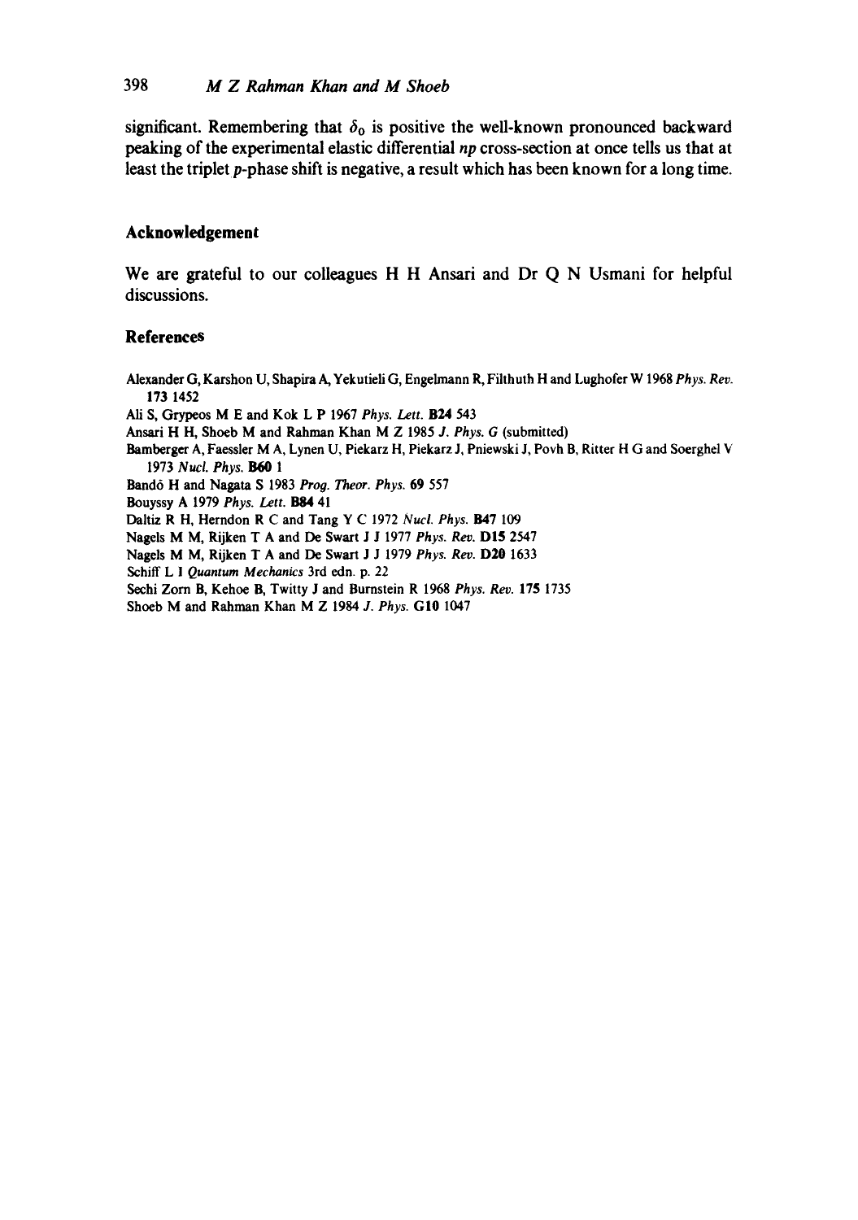significant. Remembering that $\delta_0$ is positive the well-known pronounced backward peaking of the experimental elastic differential *np* cross-section at once tells us that at least the triplet *p*-phase shift is negative, a result which has been known for a long time.

## Acknowledgement

We are grateful to our colleagues H H Ansari and Dr Q N Usmani for helpful discussions.

## References

Alexander G, Karshon U, Shapira A, Yekutieli G, Engelmann R, Filthuth H and Lughofer W 1968 *Phys. Rev.* **173** 1452

Ali S, Grypeos M E and Kok L P 1967 *Phys. Lett.* **B24** 543

Ansari H H, Shoeb M and Rahman Khan M Z 1985 *J. Phys. G* (submitted)

Bamberger A, Faessler M A, Lynen U, Piekarz H, Piekarz J, Pniewski J, Povh B, Ritter H G and Soerghel V 1973 *Nucl. Phys.* **B60** 1

Bandō H and Nagata S 1983 *Prog. Theor. Phys.* **69** 557

Bouyssy A 1979 *Phys. Lett.* **B84** 41

Daltiz R H, Herndon R C and Tang Y C 1972 *Nucl. Phys.* **B47** 109

Nagels M M, Rijken T A and De Swart J J 1977 *Phys. Rev.* **D15** 2547

Nagels M M, Rijken T A and De Swart J J 1979 *Phys. Rev.* **D20** 1633

Schiff L I *Quantum Mechanics* 3rd edn. p. 22

Sechi Zorn B, Kehoe B, Twitty J and Burnstein R 1968 *Phys. Rev.* **175** 1735

Shoeb M and Rahman Khan M Z 1984 *J. Phys.* **G10** 1047